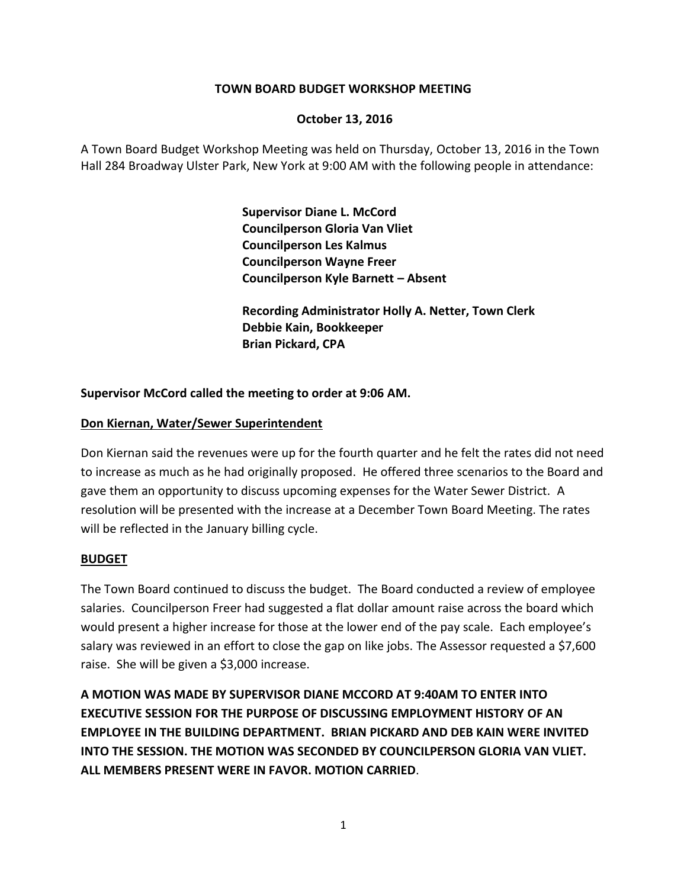# TOWN BOARD BUDGET WORKSHOP MEETING

**October 13, 2016**

A Town Board Budget Workshop Meeting was held on Thursday, October 13, 2016 in the Town Hall 284 Broadway Ulster Park, New York at 9:00 AM with the following people in attendance:

**Supervisor Diane L. McCord**
**Councilperson Gloria Van Vliet**
**Councilperson Les Kalmus**
**Councilperson Wayne Freer**
**Councilperson Kyle Barnett – Absent**

**Recording Administrator Holly A. Netter, Town Clerk**
**Debbie Kain, Bookkeeper**
**Brian Pickard, CPA**

**Supervisor McCord called the meeting to order at 9:06 AM.**

**Don Kiernan, Water/Sewer Superintendent**

Don Kiernan said the revenues were up for the fourth quarter and he felt the rates did not need to increase as much as he had originally proposed. He offered three scenarios to the Board and gave them an opportunity to discuss upcoming expenses for the Water Sewer District. A resolution will be presented with the increase at a December Town Board Meeting. The rates will be reflected in the January billing cycle.

**BUDGET**

The Town Board continued to discuss the budget. The Board conducted a review of employee salaries. Councilperson Freer had suggested a flat dollar amount raise across the board which would present a higher increase for those at the lower end of the pay scale. Each employee's salary was reviewed in an effort to close the gap on like jobs. The Assessor requested a $7,600 raise. She will be given a $3,000 increase.

**A MOTION WAS MADE BY SUPERVISOR DIANE MCCORD AT 9:40AM TO ENTER INTO EXECUTIVE SESSION FOR THE PURPOSE OF DISCUSSING EMPLOYMENT HISTORY OF AN EMPLOYEE IN THE BUILDING DEPARTMENT. BRIAN PICKARD AND DEB KAIN WERE INVITED INTO THE SESSION. THE MOTION WAS SECONDED BY COUNCILPERSON GLORIA VAN VLIET. ALL MEMBERS PRESENT WERE IN FAVOR. MOTION CARRIED**.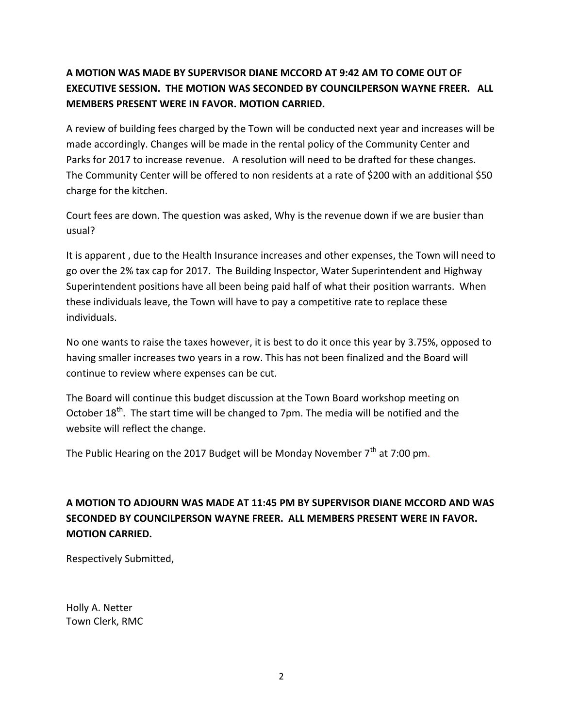**A MOTION WAS MADE BY SUPERVISOR DIANE MCCORD AT 9:42 AM TO COME OUT OF EXECUTIVE SESSION. THE MOTION WAS SECONDED BY COUNCILPERSON WAYNE FREER. ALL MEMBERS PRESENT WERE IN FAVOR. MOTION CARRIED.**

A review of building fees charged by the Town will be conducted next year and increases will be made accordingly. Changes will be made in the rental policy of the Community Center and Parks for 2017 to increase revenue. A resolution will need to be drafted for these changes. The Community Center will be offered to non residents at a rate of $200 with an additional $50 charge for the kitchen.

Court fees are down. The question was asked, Why is the revenue down if we are busier than usual?

It is apparent , due to the Health Insurance increases and other expenses, the Town will need to go over the 2% tax cap for 2017. The Building Inspector, Water Superintendent and Highway Superintendent positions have all been being paid half of what their position warrants. When these individuals leave, the Town will have to pay a competitive rate to replace these individuals.

No one wants to raise the taxes however, it is best to do it once this year by 3.75%, opposed to having smaller increases two years in a row. This has not been finalized and the Board will continue to review where expenses can be cut.

The Board will continue this budget discussion at the Town Board workshop meeting on October 18th. The start time will be changed to 7pm. The media will be notified and the website will reflect the change.

The Public Hearing on the 2017 Budget will be Monday November 7th at 7:00 pm.

**A MOTION TO ADJOURN WAS MADE AT 11:45 PM BY SUPERVISOR DIANE MCCORD AND WAS SECONDED BY COUNCILPERSON WAYNE FREER. ALL MEMBERS PRESENT WERE IN FAVOR. MOTION CARRIED.**

Respectively Submitted,

Holly A. Netter
Town Clerk, RMC